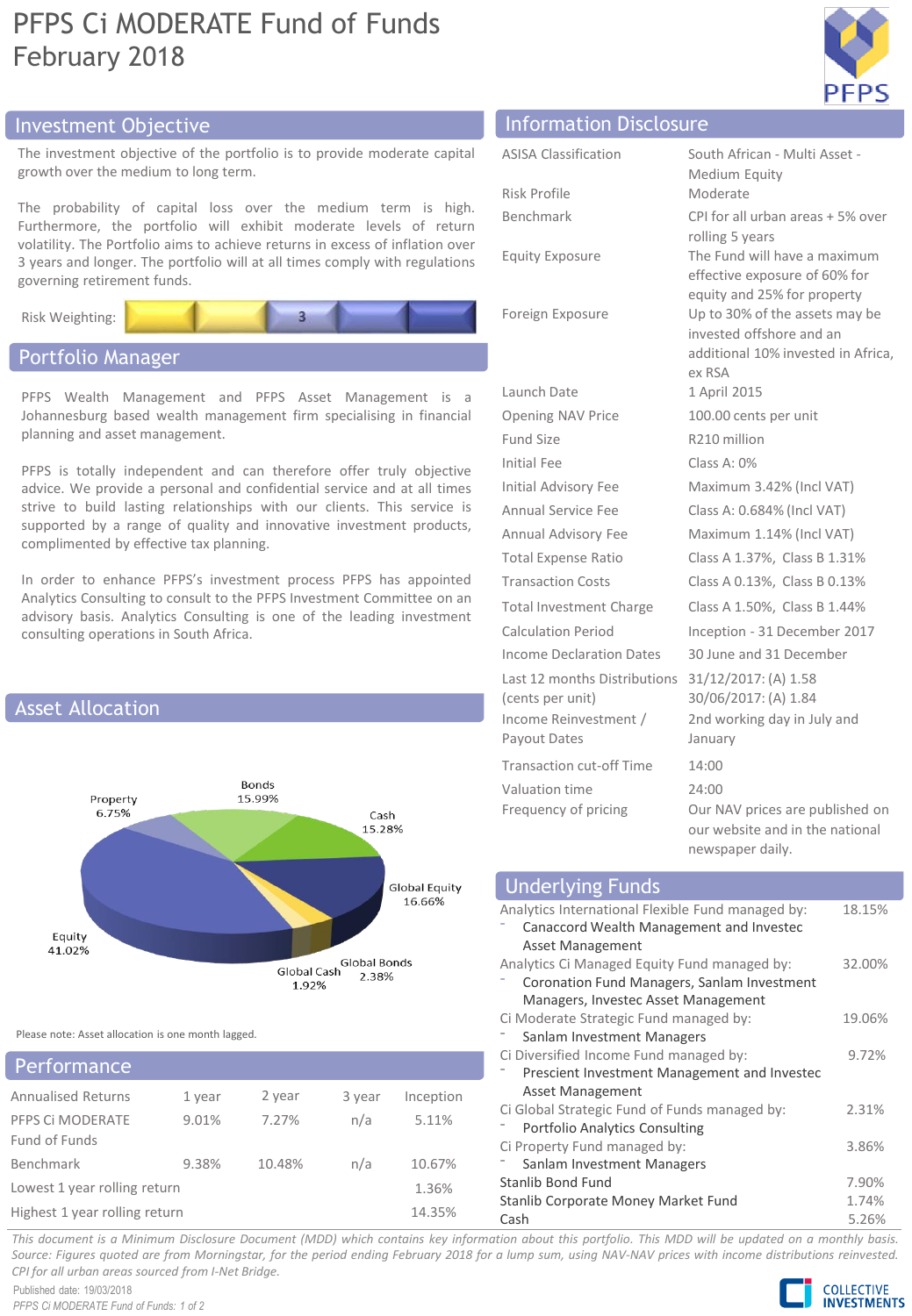# PFPS Ci MODERATE Fund of Funds
February 2018

## Investment Objective

The investment objective of the portfolio is to provide moderate capital growth over the medium to long term.

The probability of capital loss over the medium term is high. Furthermore, the portfolio will exhibit moderate levels of return volatility. The Portfolio aims to achieve returns in excess of inflation over 3 years and longer. The portfolio will at all times comply with regulations governing retirement funds.

Risk Weighting: 3

## Portfolio Manager

PFPS Wealth Management and PFPS Asset Management is a Johannesburg based wealth management firm specialising in financial planning and asset management.

PFPS is totally independent and can therefore offer truly objective advice. We provide a personal and confidential service and at all times strive to build lasting relationships with our clients. This service is supported by a range of quality and innovative investment products, complimented by effective tax planning.

In order to enhance PFPS's investment process PFPS has appointed Analytics Consulting to consult to the PFPS Investment Committee on an advisory basis. Analytics Consulting is one of the leading investment consulting operations in South Africa.

## Asset Allocation

| Asset | Allocation |
|---|---|
| Bonds | 15.99% |
| Cash | 15.28% |
| Global Equity | 16.66% |
| Global Bonds | 2.38% |
| Global Cash | 1.92% |
| Equity | 41.02% |
| Property | 6.75% |

Please note: Asset allocation is one month lagged.

## Performance

| Annualised Returns | 1 year | 2 year | 3 year | Inception |
|---|---|---|---|---|
| PFPS Ci MODERATE Fund of Funds | 9.01% | 7.27% | n/a | 5.11% |
| Benchmark | 9.38% | 10.48% | n/a | 10.67% |
| Lowest 1 year rolling return | | | | 1.36% |
| Highest 1 year rolling return | | | | 14.35% |

## Information Disclosure

| | |
|---|---|
| ASISA Classification | South African - Multi Asset - Medium Equity |
| Risk Profile | Moderate |
| Benchmark | CPI for all urban areas + 5% over rolling 5 years |
| Equity Exposure | The Fund will have a maximum effective exposure of 60% for equity and 25% for property |
| Foreign Exposure | Up to 30% of the assets may be invested offshore and an additional 10% invested in Africa, ex RSA |
| Launch Date | 1 April 2015 |
| Opening NAV Price | 100.00 cents per unit |
| Fund Size | R210 million |
| Initial Fee | Class A: 0% |
| Initial Advisory Fee | Maximum 3.42% (Incl VAT) |
| Annual Service Fee | Class A: 0.684% (Incl VAT) |
| Annual Advisory Fee | Maximum 1.14% (Incl VAT) |
| Total Expense Ratio | Class A 1.37%, Class B 1.31% |
| Transaction Costs | Class A 0.13%, Class B 0.13% |
| Total Investment Charge | Class A 1.50%, Class B 1.44% |
| Calculation Period | Inception - 31 December 2017 |
| Income Declaration Dates | 30 June and 31 December |
| Last 12 months Distributions (cents per unit) | 31/12/2017: (A) 1.58<br>30/06/2017: (A) 1.84 |
| Income Reinvestment / Payout Dates | 2nd working day in July and January |
| Transaction cut-off Time | 14:00 |
| Valuation time | 24:00 |
| Frequency of pricing | Our NAV prices are published on our website and in the national newspaper daily. |

## Underlying Funds

| Fund | Weight |
|---|---|
| Analytics International Flexible Fund managed by:<br>- Canaccord Wealth Management and Investec Asset Management | 18.15% |
| Analytics Ci Managed Equity Fund managed by:<br>- Coronation Fund Managers, Sanlam Investment Managers, Investec Asset Management | 32.00% |
| Ci Moderate Strategic Fund managed by:<br>- Sanlam Investment Managers | 19.06% |
| Ci Diversified Income Fund managed by:<br>- Prescient Investment Management and Investec Asset Management | 9.72% |
| Ci Global Strategic Fund of Funds managed by:<br>- Portfolio Analytics Consulting | 2.31% |
| Ci Property Fund managed by:<br>- Sanlam Investment Managers | 3.86% |
| Stanlib Bond Fund | 7.90% |
| Stanlib Corporate Money Market Fund | 1.74% |
| Cash | 5.26% |

*This document is a Minimum Disclosure Document (MDD) which contains key information about this portfolio. This MDD will be updated on a monthly basis. Source: Figures quoted are from Morningstar, for the period ending February 2018 for a lump sum, using NAV-NAV prices with income distributions reinvested. CPI for all urban areas sourced from I-Net Bridge.*

Published date: 19/03/2018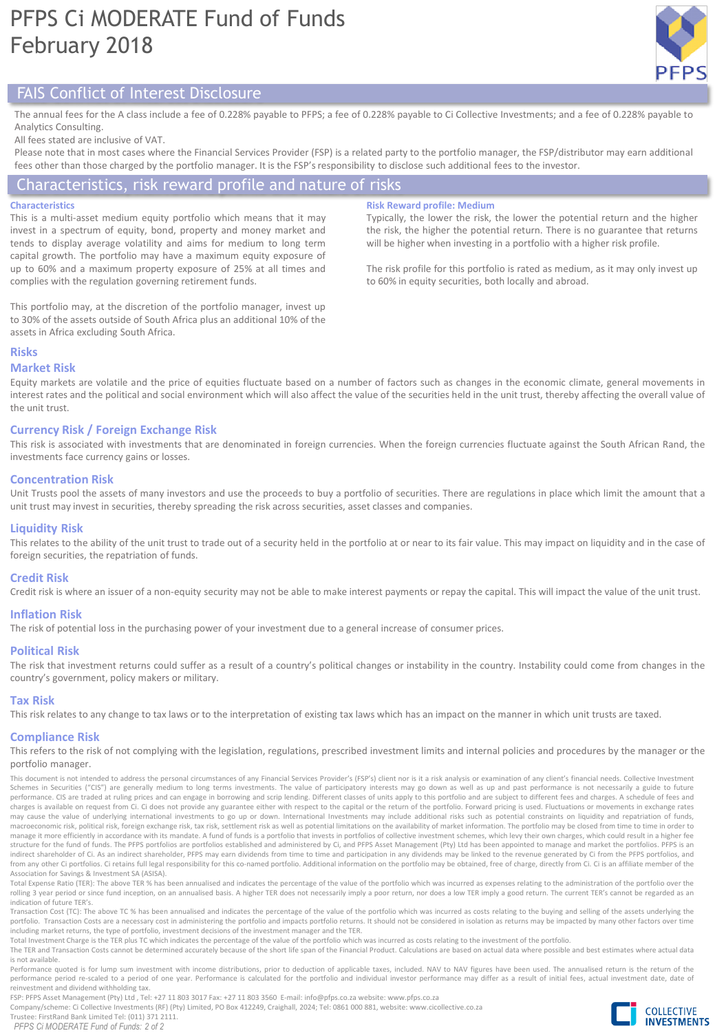# PFPS Ci MODERATE Fund of Funds
February 2018

## FAIS Conflict of Interest Disclosure

The annual fees for the A class include a fee of 0.228% payable to PFPS; a fee of 0.228% payable to Ci Collective Investments; and a fee of 0.228% payable to Analytics Consulting.

All fees stated are inclusive of VAT.

Please note that in most cases where the Financial Services Provider (FSP) is a related party to the portfolio manager, the FSP/distributor may earn additional fees other than those charged by the portfolio manager. It is the FSP's responsibility to disclose such additional fees to the investor.

## Characteristics, risk reward profile and nature of risks

### Characteristics

This is a multi-asset medium equity portfolio which means that it may invest in a spectrum of equity, bond, property and money market and tends to display average volatility and aims for medium to long term capital growth. The portfolio may have a maximum equity exposure of up to 60% and a maximum property exposure of 25% at all times and complies with the regulation governing retirement funds.

This portfolio may, at the discretion of the portfolio manager, invest up to 30% of the assets outside of South Africa plus an additional 10% of the assets in Africa excluding South Africa.

### Risk Reward profile: Medium

Typically, the lower the risk, the lower the potential return and the higher the risk, the higher the potential return. There is no guarantee that returns will be higher when investing in a portfolio with a higher risk profile.

The risk profile for this portfolio is rated as medium, as it may only invest up to 60% in equity securities, both locally and abroad.

### Risks

#### Market Risk

Equity markets are volatile and the price of equities fluctuate based on a number of factors such as changes in the economic climate, general movements in interest rates and the political and social environment which will also affect the value of the securities held in the unit trust, thereby affecting the overall value of the unit trust.

#### Currency Risk / Foreign Exchange Risk

This risk is associated with investments that are denominated in foreign currencies. When the foreign currencies fluctuate against the South African Rand, the investments face currency gains or losses.

#### Concentration Risk

Unit Trusts pool the assets of many investors and use the proceeds to buy a portfolio of securities. There are regulations in place which limit the amount that a unit trust may invest in securities, thereby spreading the risk across securities, asset classes and companies.

#### Liquidity Risk

This relates to the ability of the unit trust to trade out of a security held in the portfolio at or near to its fair value. This may impact on liquidity and in the case of foreign securities, the repatriation of funds.

#### Credit Risk

Credit risk is where an issuer of a non-equity security may not be able to make interest payments or repay the capital. This will impact the value of the unit trust.

#### Inflation Risk

The risk of potential loss in the purchasing power of your investment due to a general increase of consumer prices.

#### Political Risk

The risk that investment returns could suffer as a result of a country's political changes or instability in the country. Instability could come from changes in the country's government, policy makers or military.

#### Tax Risk

This risk relates to any change to tax laws or to the interpretation of existing tax laws which has an impact on the manner in which unit trusts are taxed.

#### Compliance Risk

This refers to the risk of not complying with the legislation, regulations, prescribed investment limits and internal policies and procedures by the manager or the portfolio manager.

This document is not intended to address the personal circumstances of any Financial Services Provider's (FSP's) client nor is it a risk analysis or examination of any client's financial needs. Collective Investment Schemes in Securities ("CIS") are generally medium to long terms investments. The value of participatory interests may go down as well as up and past performance is not necessarily a guide to future performance. CIS are traded at ruling prices and can engage in borrowing and scrip lending. Different classes of units apply to this portfolio and are subject to different fees and charges. A schedule of fees and charges is available on request from Ci. Ci does not provide any guarantee either with respect to the capital or the return of the portfolio. Forward pricing is used. Fluctuations or movements in exchange rates may cause the value of underlying international investments to go up or down. International Investments may include additional risks such as potential constraints on liquidity and repatriation of funds, macroeconomic risk, political risk, foreign exchange risk, tax risk, settlement risk as well as potential limitations on the availability of market information. The portfolio may be closed from time to time in order to manage it more efficiently in accordance with its mandate. A fund of funds is a portfolio that invests in portfolios of collective investment schemes, which levy their own charges, which could result in a higher fee structure for the fund of funds. The PFPS portfolios are portfolios established and administered by Ci, and PFPS Asset Management (Pty) Ltd has been appointed to manage and market the portfolios. PFPS is an indirect shareholder of Ci. As an indirect shareholder, PFPS may earn dividends from time to time and participation in any dividends may be linked to the revenue generated by Ci from the PFPS portfolios, and from any other Ci portfolios. Ci retains full legal responsibility for this co-named portfolio. Additional information on the portfolio may be obtained, free of charge, directly from Ci. Ci is an affiliate member of the Association for Savings & Investment SA (ASISA).

Total Expense Ratio (TER): The above TER % has been annualised and indicates the percentage of the value of the portfolio which was incurred as expenses relating to the administration of the portfolio over the rolling 3 year period or since fund inception, on an annualised basis. A higher TER does not necessarily imply a poor return, nor does a low TER imply a good return. The current TER's cannot be regarded as an indication of future TER's.

Transaction Cost (TC): The above TC % has been annualised and indicates the percentage of the value of the portfolio which was incurred as costs relating to the buying and selling of the assets underlying the portfolio. Transaction Costs are a necessary cost in administering the portfolio and impacts portfolio returns. It should not be considered in isolation as returns may be impacted by many other factors over time including market returns, the type of portfolio, investment decisions of the investment manager and the TER.

Total Investment Charge is the TER plus TC which indicates the percentage of the value of the portfolio which was incurred as costs relating to the investment of the portfolio.

The TER and Transaction Costs cannot be determined accurately because of the short life span of the Financial Product. Calculations are based on actual data where possible and best estimates where actual data is not available.

Performance quoted is for lump sum investment with income distributions, prior to deduction of applicable taxes, included. NAV to NAV figures have been used. The annualised return is the return of the performance period re-scaled to a period of one year. Performance is calculated for the portfolio and individual investor performance may differ as a result of initial fees, actual investment date, date of reinvestment and dividend withholding tax.

FSP: PFPS Asset Management (Pty) Ltd , Tel: +27 11 803 3017 Fax: +27 11 803 3560 E-mail: info@pfps.co.za website: www.pfps.co.za

Company/scheme: Ci Collective Investments (RF) (Pty) Limited, PO Box 412249, Craighall, 2024; Tel: 0861 000 881, website: www.cicollective.co.za

Trustee: FirstRand Bank Limited Tel: (011) 371 2111.